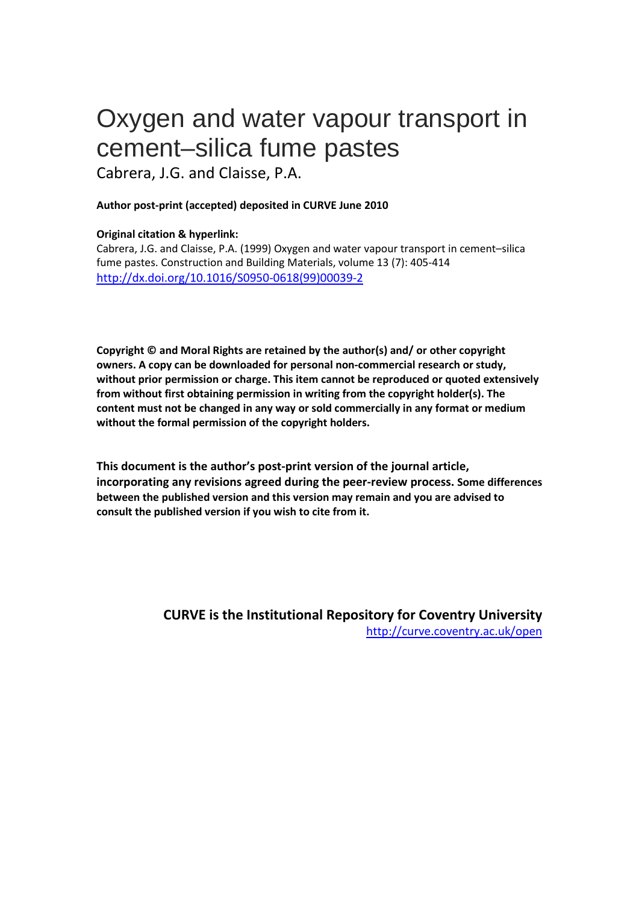# Oxygen and water vapour transport in cement–silica fume pastes

Cabrera, J.G. and Claisse, P.A.

**Author post-print (accepted) deposited in CURVE June 2010**

**Original citation & hyperlink:**

Cabrera, J.G. and Claisse, P.A. (1999) Oxygen and water vapour transport in cement–silica fume pastes. Construction and Building Materials, volume 13 (7): 405-414

http://dx.doi.org/10.1016/S0950-0618(99)00039-2

**Copyright © and Moral Rights are retained by the author(s) and/ or other copyright owners. A copy can be downloaded for personal non-commercial research or study, without prior permission or charge. This item cannot be reproduced or quoted extensively from without first obtaining permission in writing from the copyright holder(s). The content must not be changed in any way or sold commercially in any format or medium without the formal permission of the copyright holders.**

**This document is the author's post-print version of the journal article, incorporating any revisions agreed during the peer-review process. Some differences between the published version and this version may remain and you are advised to consult the published version if you wish to cite from it.**

**CURVE is the Institutional Repository for Coventry University**

http://curve.coventry.ac.uk/open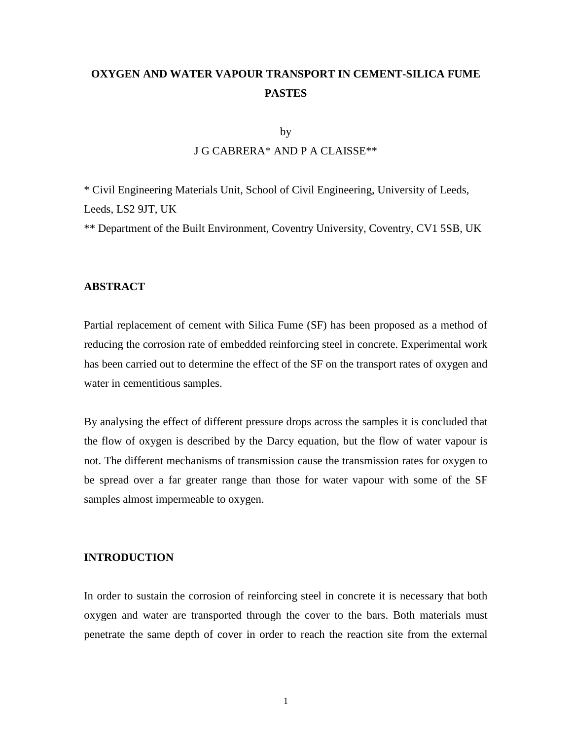# OXYGEN AND WATER VAPOUR TRANSPORT IN CEMENT-SILICA FUME PASTES

by

J G CABRERA* AND P A CLAISSE**

* Civil Engineering Materials Unit, School of Civil Engineering, University of Leeds, Leeds, LS2 9JT, UK

** Department of the Built Environment, Coventry University, Coventry, CV1 5SB, UK

## ABSTRACT

Partial replacement of cement with Silica Fume (SF) has been proposed as a method of reducing the corrosion rate of embedded reinforcing steel in concrete. Experimental work has been carried out to determine the effect of the SF on the transport rates of oxygen and water in cementitious samples.

By analysing the effect of different pressure drops across the samples it is concluded that the flow of oxygen is described by the Darcy equation, but the flow of water vapour is not. The different mechanisms of transmission cause the transmission rates for oxygen to be spread over a far greater range than those for water vapour with some of the SF samples almost impermeable to oxygen.

## INTRODUCTION

In order to sustain the corrosion of reinforcing steel in concrete it is necessary that both oxygen and water are transported through the cover to the bars. Both materials must penetrate the same depth of cover in order to reach the reaction site from the external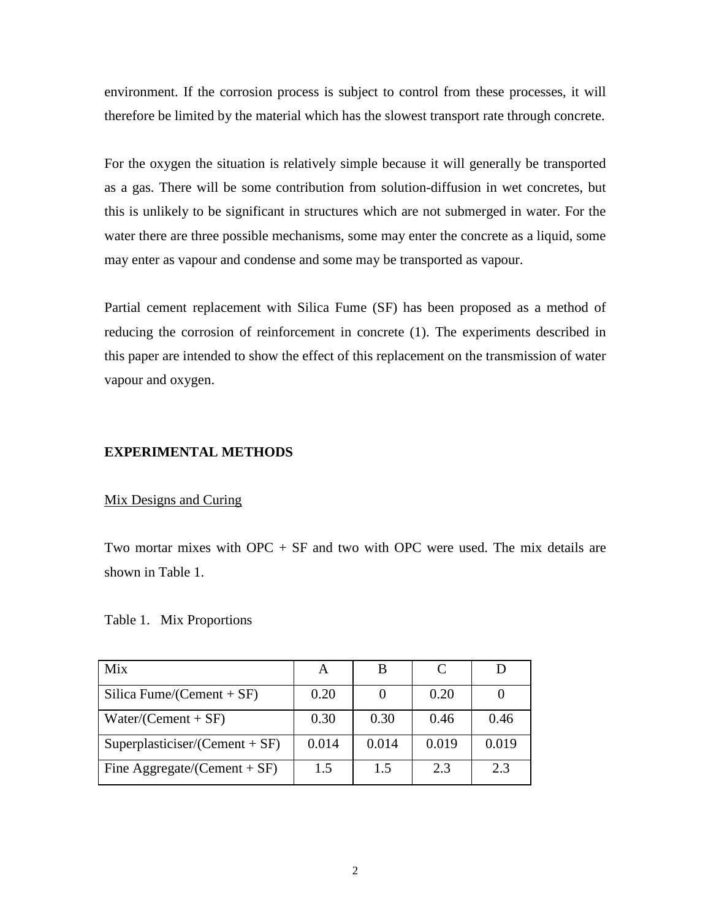environment. If the corrosion process is subject to control from these processes, it will therefore be limited by the material which has the slowest transport rate through concrete.

For the oxygen the situation is relatively simple because it will generally be transported as a gas. There will be some contribution from solution-diffusion in wet concretes, but this is unlikely to be significant in structures which are not submerged in water. For the water there are three possible mechanisms, some may enter the concrete as a liquid, some may enter as vapour and condense and some may be transported as vapour.

Partial cement replacement with Silica Fume (SF) has been proposed as a method of reducing the corrosion of reinforcement in concrete (1). The experiments described in this paper are intended to show the effect of this replacement on the transmission of water vapour and oxygen.

## EXPERIMENTAL METHODS

### Mix Designs and Curing

Two mortar mixes with OPC + SF and two with OPC were used. The mix details are shown in Table 1.

Table 1. Mix Proportions

| Mix | A | B | C | D |
|---|---|---|---|---|
| Silica Fume/(Cement + SF) | 0.20 | 0 | 0.20 | 0 |
| Water/(Cement + SF) | 0.30 | 0.30 | 0.46 | 0.46 |
| Superplasticiser/(Cement + SF) | 0.014 | 0.014 | 0.019 | 0.019 |
| Fine Aggregate/(Cement + SF) | 1.5 | 1.5 | 2.3 | 2.3 |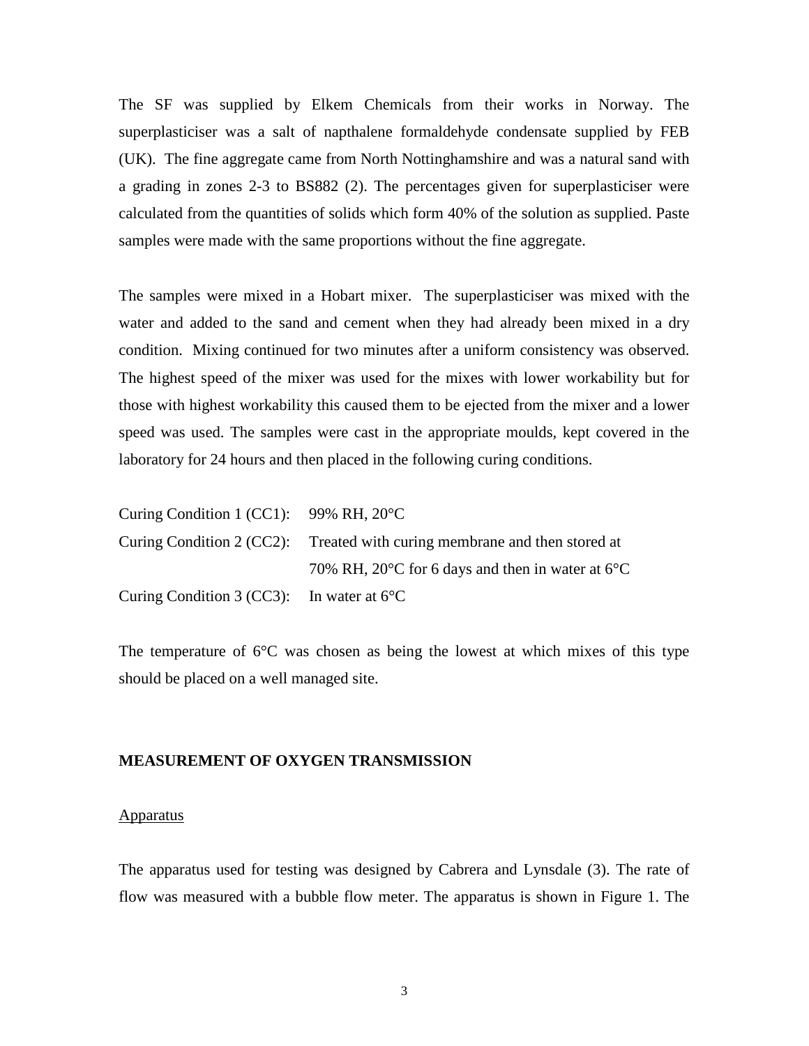The SF was supplied by Elkem Chemicals from their works in Norway. The superplasticiser was a salt of napthalene formaldehyde condensate supplied by FEB (UK). The fine aggregate came from North Nottinghamshire and was a natural sand with a grading in zones 2-3 to BS882 (2). The percentages given for superplasticiser were calculated from the quantities of solids which form 40% of the solution as supplied. Paste samples were made with the same proportions without the fine aggregate.

The samples were mixed in a Hobart mixer. The superplasticiser was mixed with the water and added to the sand and cement when they had already been mixed in a dry condition. Mixing continued for two minutes after a uniform consistency was observed. The highest speed of the mixer was used for the mixes with lower workability but for those with highest workability this caused them to be ejected from the mixer and a lower speed was used. The samples were cast in the appropriate moulds, kept covered in the laboratory for 24 hours and then placed in the following curing conditions.

Curing Condition 1 (CC1): 99% RH, 20°C

Curing Condition 2 (CC2): Treated with curing membrane and then stored at 70% RH, 20°C for 6 days and then in water at 6°C

Curing Condition 3 (CC3): In water at 6°C

The temperature of 6°C was chosen as being the lowest at which mixes of this type should be placed on a well managed site.

## MEASUREMENT OF OXYGEN TRANSMISSION

### Apparatus

The apparatus used for testing was designed by Cabrera and Lynsdale (3). The rate of flow was measured with a bubble flow meter. The apparatus is shown in Figure 1. The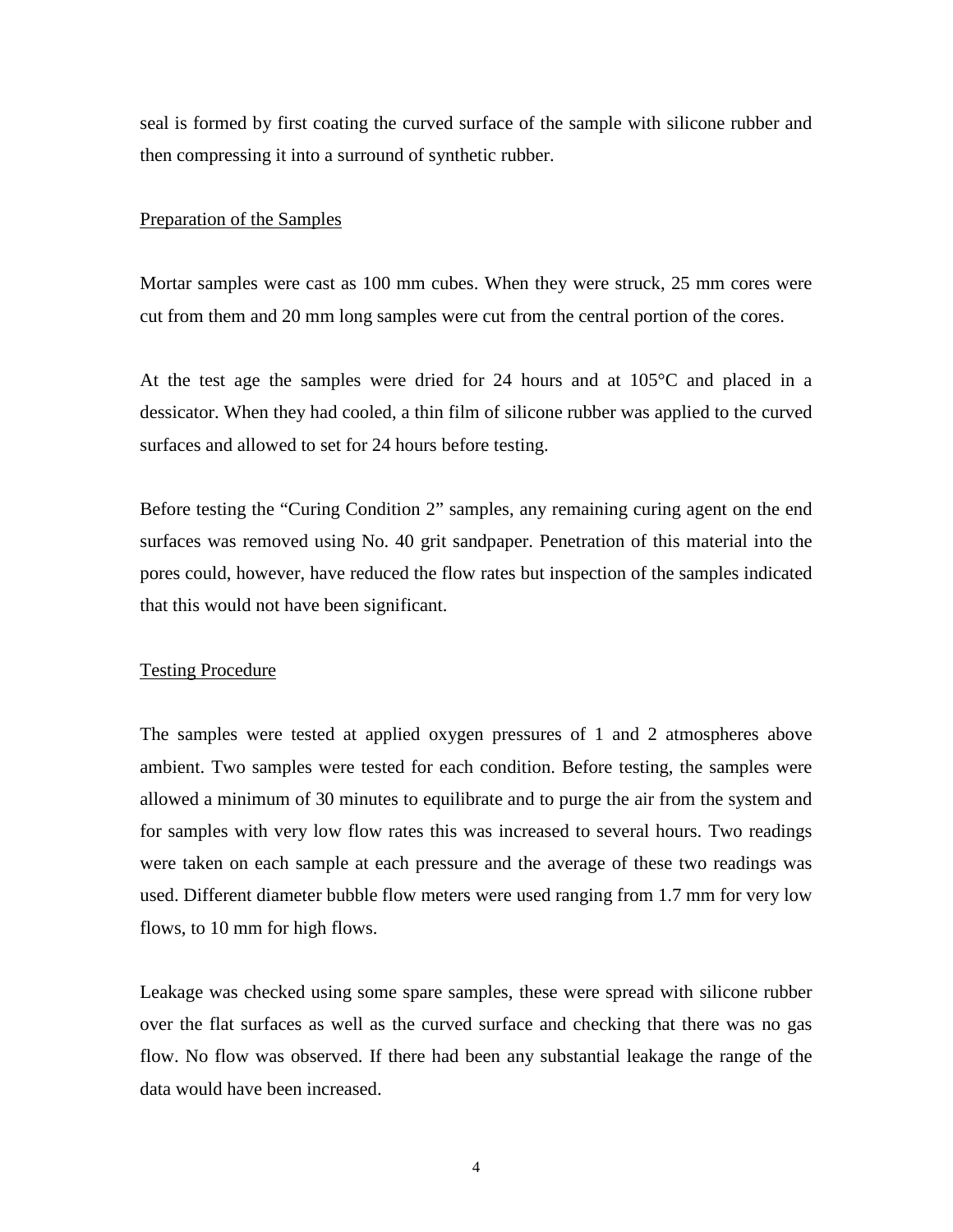seal is formed by first coating the curved surface of the sample with silicone rubber and then compressing it into a surround of synthetic rubber.

## Preparation of the Samples

Mortar samples were cast as 100 mm cubes. When they were struck, 25 mm cores were cut from them and 20 mm long samples were cut from the central portion of the cores.

At the test age the samples were dried for 24 hours and at 105°C and placed in a dessicator. When they had cooled, a thin film of silicone rubber was applied to the curved surfaces and allowed to set for 24 hours before testing.

Before testing the "Curing Condition 2" samples, any remaining curing agent on the end surfaces was removed using No. 40 grit sandpaper. Penetration of this material into the pores could, however, have reduced the flow rates but inspection of the samples indicated that this would not have been significant.

## Testing Procedure

The samples were tested at applied oxygen pressures of 1 and 2 atmospheres above ambient. Two samples were tested for each condition. Before testing, the samples were allowed a minimum of 30 minutes to equilibrate and to purge the air from the system and for samples with very low flow rates this was increased to several hours. Two readings were taken on each sample at each pressure and the average of these two readings was used. Different diameter bubble flow meters were used ranging from 1.7 mm for very low flows, to 10 mm for high flows.

Leakage was checked using some spare samples, these were spread with silicone rubber over the flat surfaces as well as the curved surface and checking that there was no gas flow. No flow was observed. If there had been any substantial leakage the range of the data would have been increased.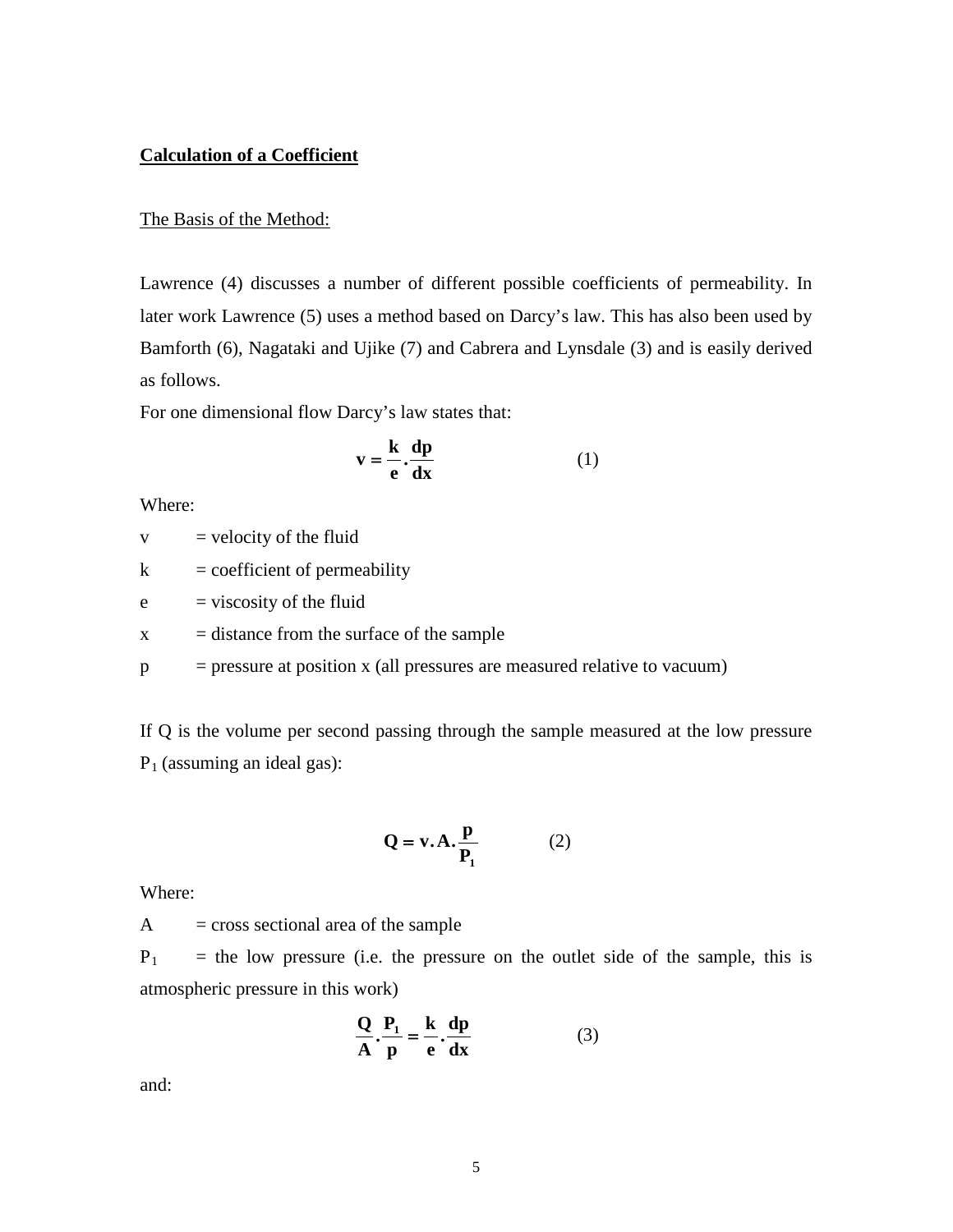**Calculation of a Coefficient**

The Basis of the Method:

Lawrence (4) discusses a number of different possible coefficients of permeability. In later work Lawrence (5) uses a method based on Darcy's law. This has also been used by Bamforth (6), Nagataki and Ujike (7) and Cabrera and Lynsdale (3) and is easily derived as follows.

For one dimensional flow Darcy's law states that:

$$\mathbf{v = \frac{k}{e} \cdot \frac{dp}{dx}} \qquad (1)$$

Where:

v = velocity of the fluid

k = coefficient of permeability

e = viscosity of the fluid

x = distance from the surface of the sample

p = pressure at position x (all pressures are measured relative to vacuum)

If Q is the volume per second passing through the sample measured at the low pressure $P_1$ (assuming an ideal gas):

$$\mathbf{Q = v.A.\frac{p}{P_1}} \qquad (2)$$

Where:

A = cross sectional area of the sample

$P_1$ = the low pressure (i.e. the pressure on the outlet side of the sample, this is atmospheric pressure in this work)

$$\mathbf{\frac{Q}{A} \cdot \frac{P_1}{p} = \frac{k}{e} \cdot \frac{dp}{dx}} \qquad (3)$$

and: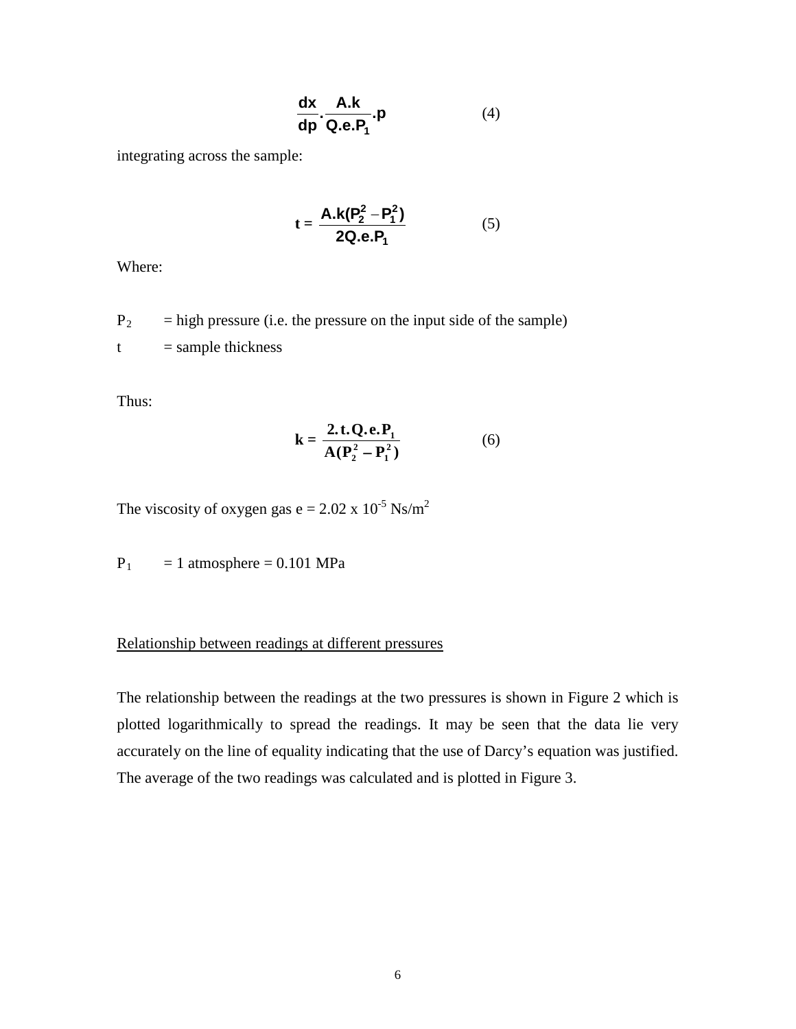$$\frac{dx}{dp} \cdot \frac{A.k}{Q.e.P_1} . p \qquad (4)$$

integrating across the sample:

$$t = \frac{A.k(P_2^2 - P_1^2)}{2Q.e.P_1} \qquad (5)$$

Where:

$P_2$ = high pressure (i.e. the pressure on the input side of the sample)

$t$ = sample thickness

Thus:

$$k = \frac{2.t.Q.e.P_1}{A(P_2^2 - P_1^2)} \qquad (6)$$

The viscosity of oxygen gas e = $2.02 \times 10^{-5}$ Ns/m$^2$

$P_1$ = 1 atmosphere = 0.101 MPa

Relationship between readings at different pressures

The relationship between the readings at the two pressures is shown in Figure 2 which is plotted logarithmically to spread the readings. It may be seen that the data lie very accurately on the line of equality indicating that the use of Darcy's equation was justified. The average of the two readings was calculated and is plotted in Figure 3.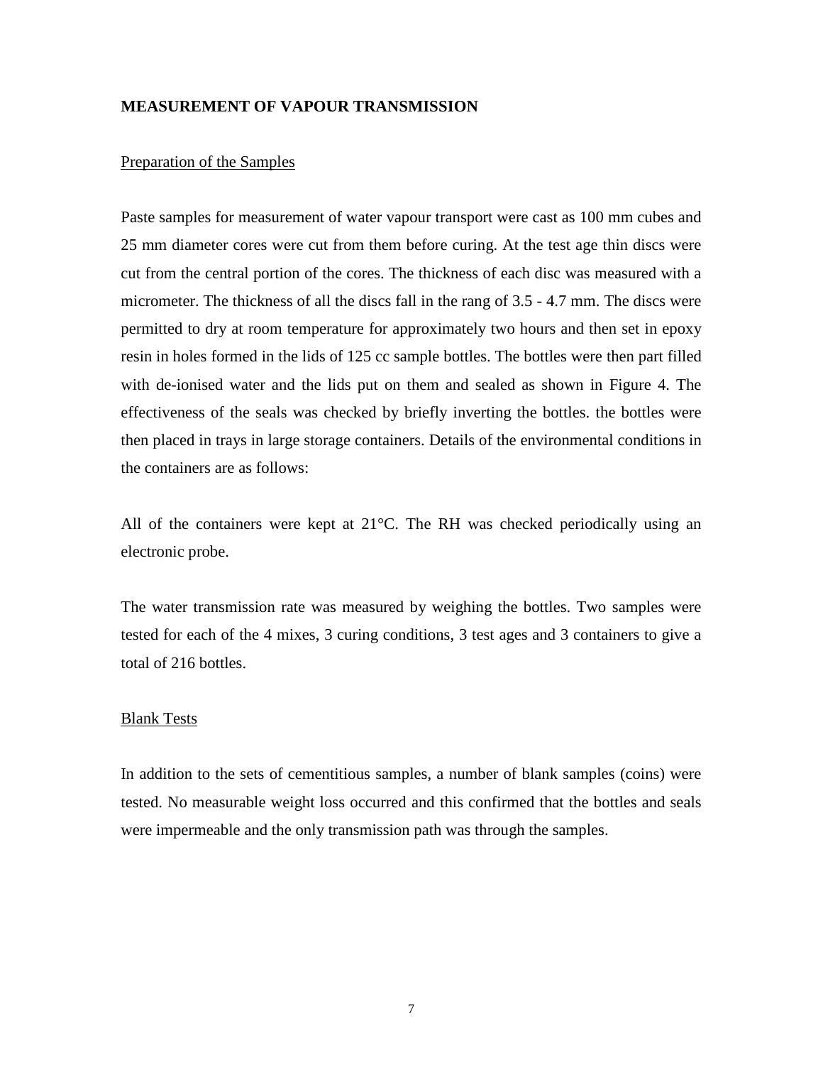## MEASUREMENT OF VAPOUR TRANSMISSION

### Preparation of the Samples

Paste samples for measurement of water vapour transport were cast as 100 mm cubes and 25 mm diameter cores were cut from them before curing. At the test age thin discs were cut from the central portion of the cores. The thickness of each disc was measured with a micrometer. The thickness of all the discs fall in the rang of 3.5 - 4.7 mm. The discs were permitted to dry at room temperature for approximately two hours and then set in epoxy resin in holes formed in the lids of 125 cc sample bottles. The bottles were then part filled with de-ionised water and the lids put on them and sealed as shown in Figure 4. The effectiveness of the seals was checked by briefly inverting the bottles. the bottles were then placed in trays in large storage containers. Details of the environmental conditions in the containers are as follows:

All of the containers were kept at 21°C. The RH was checked periodically using an electronic probe.

The water transmission rate was measured by weighing the bottles. Two samples were tested for each of the 4 mixes, 3 curing conditions, 3 test ages and 3 containers to give a total of 216 bottles.

### Blank Tests

In addition to the sets of cementitious samples, a number of blank samples (coins) were tested. No measurable weight loss occurred and this confirmed that the bottles and seals were impermeable and the only transmission path was through the samples.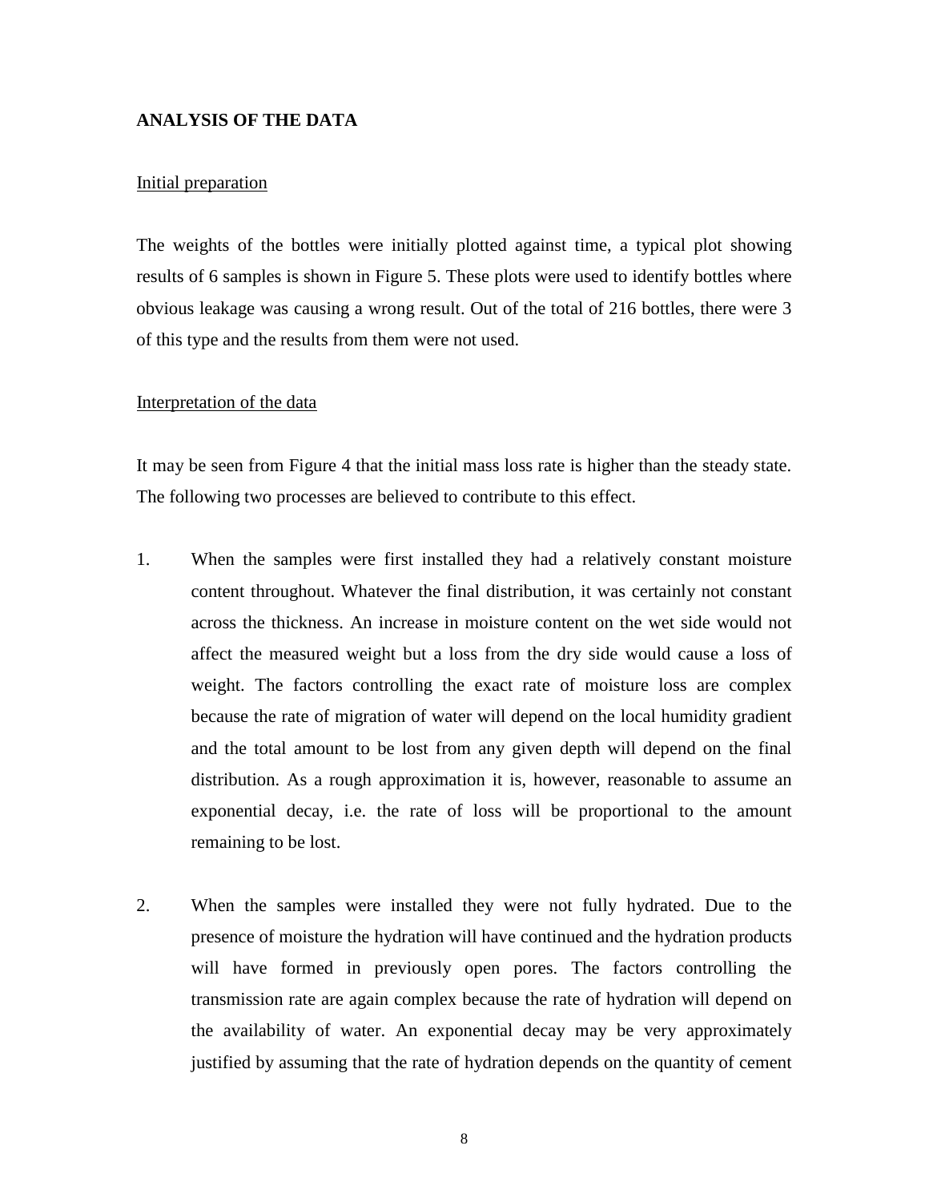## ANALYSIS OF THE DATA

### Initial preparation

The weights of the bottles were initially plotted against time, a typical plot showing results of 6 samples is shown in Figure 5. These plots were used to identify bottles where obvious leakage was causing a wrong result. Out of the total of 216 bottles, there were 3 of this type and the results from them were not used.

### Interpretation of the data

It may be seen from Figure 4 that the initial mass loss rate is higher than the steady state. The following two processes are believed to contribute to this effect.

1. When the samples were first installed they had a relatively constant moisture content throughout. Whatever the final distribution, it was certainly not constant across the thickness. An increase in moisture content on the wet side would not affect the measured weight but a loss from the dry side would cause a loss of weight. The factors controlling the exact rate of moisture loss are complex because the rate of migration of water will depend on the local humidity gradient and the total amount to be lost from any given depth will depend on the final distribution. As a rough approximation it is, however, reasonable to assume an exponential decay, i.e. the rate of loss will be proportional to the amount remaining to be lost.

2. When the samples were installed they were not fully hydrated. Due to the presence of moisture the hydration will have continued and the hydration products will have formed in previously open pores. The factors controlling the transmission rate are again complex because the rate of hydration will depend on the availability of water. An exponential decay may be very approximately justified by assuming that the rate of hydration depends on the quantity of cement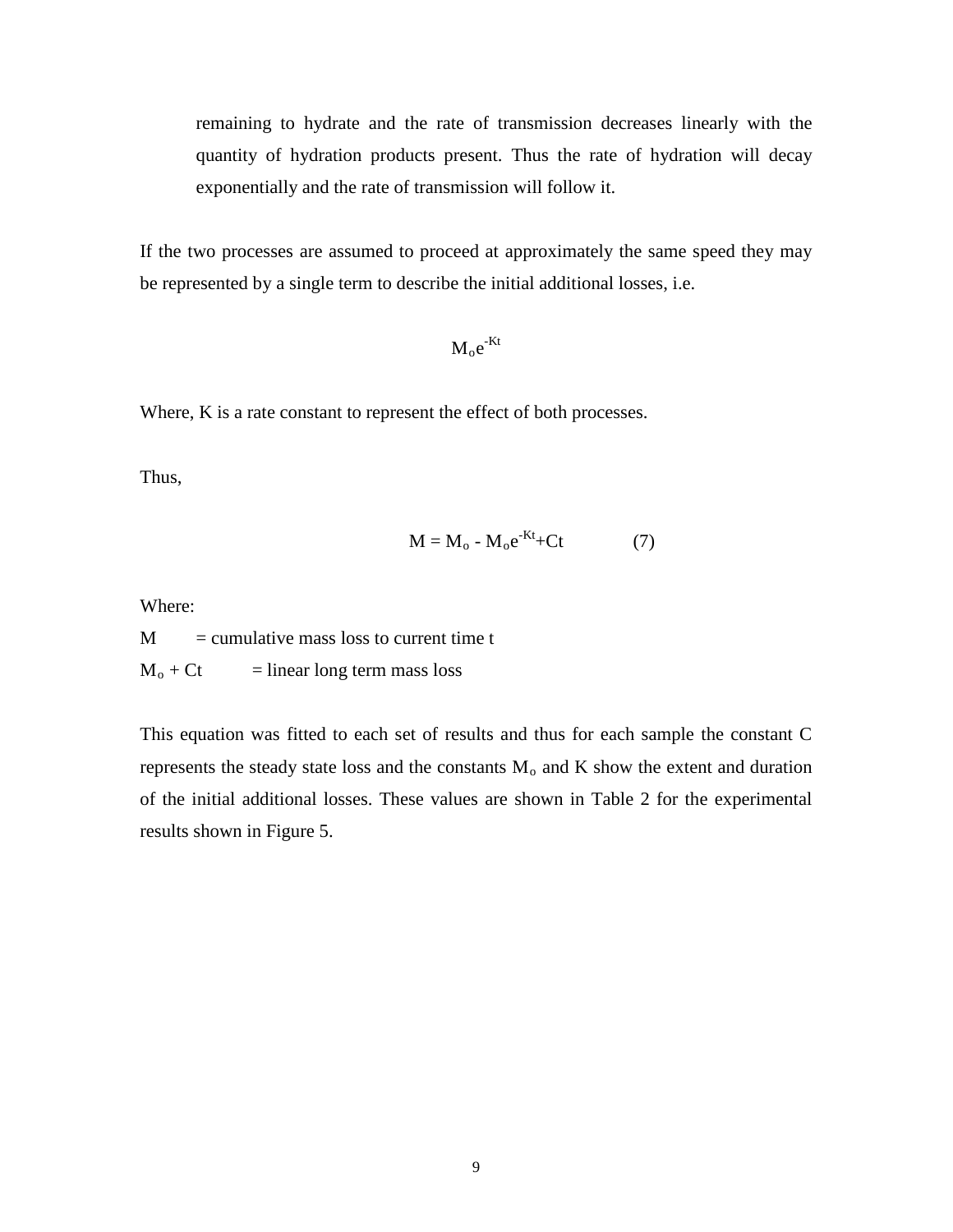remaining to hydrate and the rate of transmission decreases linearly with the quantity of hydration products present. Thus the rate of hydration will decay exponentially and the rate of transmission will follow it.

If the two processes are assumed to proceed at approximately the same speed they may be represented by a single term to describe the initial additional losses, i.e.

$$M_o e^{-Kt}$$

Where, K is a rate constant to represent the effect of both processes.

Thus,

$$M = M_o - M_o e^{-Kt} + Ct \qquad (7)$$

Where:

$M$ = cumulative mass loss to current time t

$M_o + Ct$ = linear long term mass loss

This equation was fitted to each set of results and thus for each sample the constant C represents the steady state loss and the constants $M_o$ and K show the extent and duration of the initial additional losses. These values are shown in Table 2 for the experimental results shown in Figure 5.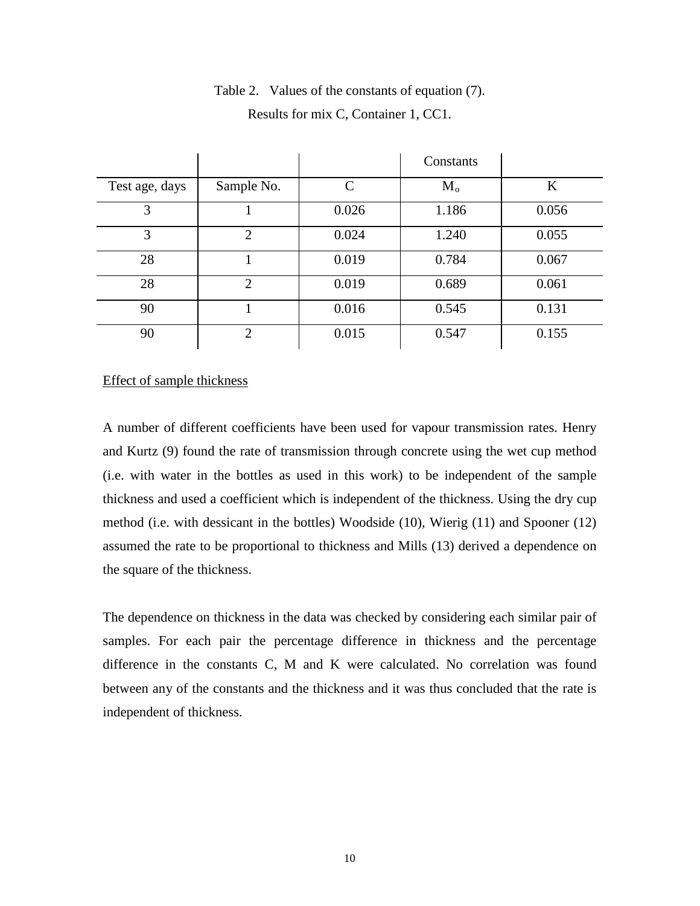Table 2. Values of the constants of equation (7).

Results for mix C, Container 1, CC1.

| | | | Constants | |
|---|---|---|---|---|
| Test age, days | Sample No. | C | $M_o$ | K |
| 3 | 1 | 0.026 | 1.186 | 0.056 |
| 3 | 2 | 0.024 | 1.240 | 0.055 |
| 28 | 1 | 0.019 | 0.784 | 0.067 |
| 28 | 2 | 0.019 | 0.689 | 0.061 |
| 90 | 1 | 0.016 | 0.545 | 0.131 |
| 90 | 2 | 0.015 | 0.547 | 0.155 |

<u>Effect of sample thickness</u>

A number of different coefficients have been used for vapour transmission rates. Henry and Kurtz (9) found the rate of transmission through concrete using the wet cup method (i.e. with water in the bottles as used in this work) to be independent of the sample thickness and used a coefficient which is independent of the thickness. Using the dry cup method (i.e. with dessicant in the bottles) Woodside (10), Wierig (11) and Spooner (12) assumed the rate to be proportional to thickness and Mills (13) derived a dependence on the square of the thickness.

The dependence on thickness in the data was checked by considering each similar pair of samples. For each pair the percentage difference in thickness and the percentage difference in the constants C, M and K were calculated. No correlation was found between any of the constants and the thickness and it was thus concluded that the rate is independent of thickness.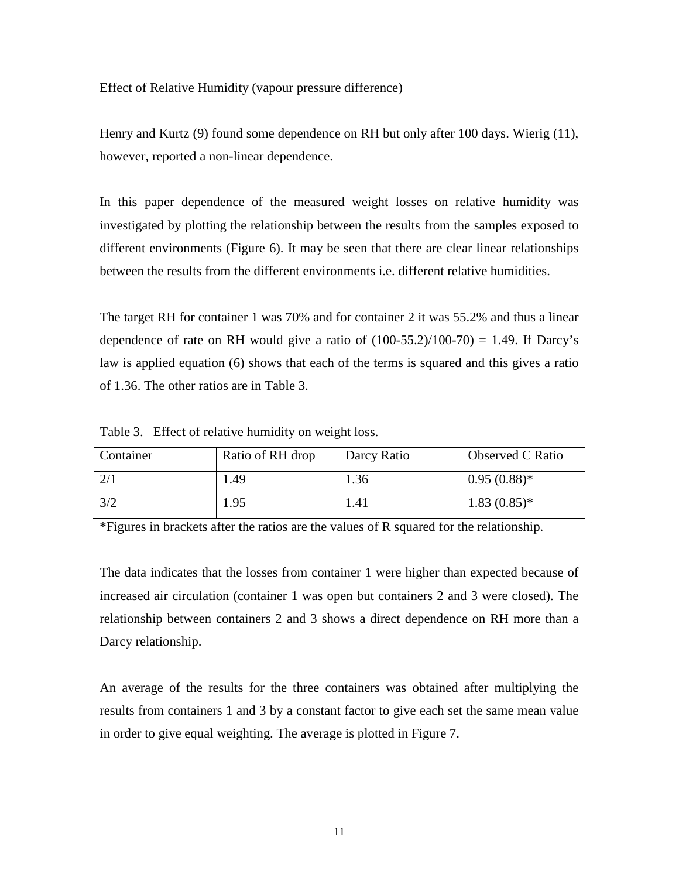Effect of Relative Humidity (vapour pressure difference)

Henry and Kurtz (9) found some dependence on RH but only after 100 days. Wierig (11), however, reported a non-linear dependence.

In this paper dependence of the measured weight losses on relative humidity was investigated by plotting the relationship between the results from the samples exposed to different environments (Figure 6). It may be seen that there are clear linear relationships between the results from the different environments i.e. different relative humidities.

The target RH for container 1 was 70% and for container 2 it was 55.2% and thus a linear dependence of rate on RH would give a ratio of (100-55.2)/100-70) = 1.49. If Darcy's law is applied equation (6) shows that each of the terms is squared and this gives a ratio of 1.36. The other ratios are in Table 3.

Table 3. Effect of relative humidity on weight loss.

| Container | Ratio of RH drop | Darcy Ratio | Observed C Ratio |
|---|---|---|---|
| 2/1 | 1.49 | 1.36 | 0.95 (0.88)* |
| 3/2 | 1.95 | 1.41 | 1.83 (0.85)* |

*Figures in brackets after the ratios are the values of R squared for the relationship.

The data indicates that the losses from container 1 were higher than expected because of increased air circulation (container 1 was open but containers 2 and 3 were closed). The relationship between containers 2 and 3 shows a direct dependence on RH more than a Darcy relationship.

An average of the results for the three containers was obtained after multiplying the results from containers 1 and 3 by a constant factor to give each set the same mean value in order to give equal weighting. The average is plotted in Figure 7.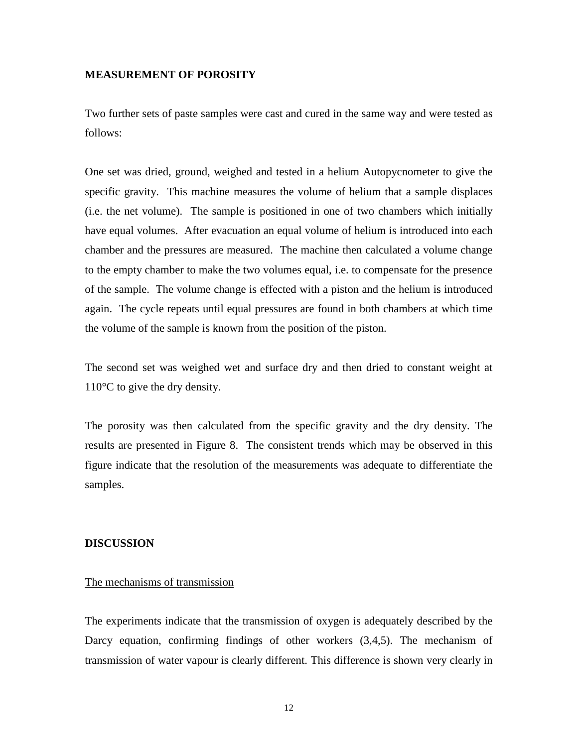## MEASUREMENT OF POROSITY

Two further sets of paste samples were cast and cured in the same way and were tested as follows:

One set was dried, ground, weighed and tested in a helium Autopycnometer to give the specific gravity. This machine measures the volume of helium that a sample displaces (i.e. the net volume). The sample is positioned in one of two chambers which initially have equal volumes. After evacuation an equal volume of helium is introduced into each chamber and the pressures are measured. The machine then calculated a volume change to the empty chamber to make the two volumes equal, i.e. to compensate for the presence of the sample. The volume change is effected with a piston and the helium is introduced again. The cycle repeats until equal pressures are found in both chambers at which time the volume of the sample is known from the position of the piston.

The second set was weighed wet and surface dry and then dried to constant weight at 110°C to give the dry density.

The porosity was then calculated from the specific gravity and the dry density. The results are presented in Figure 8. The consistent trends which may be observed in this figure indicate that the resolution of the measurements was adequate to differentiate the samples.

## DISCUSSION

### The mechanisms of transmission

The experiments indicate that the transmission of oxygen is adequately described by the Darcy equation, confirming findings of other workers (3,4,5). The mechanism of transmission of water vapour is clearly different. This difference is shown very clearly in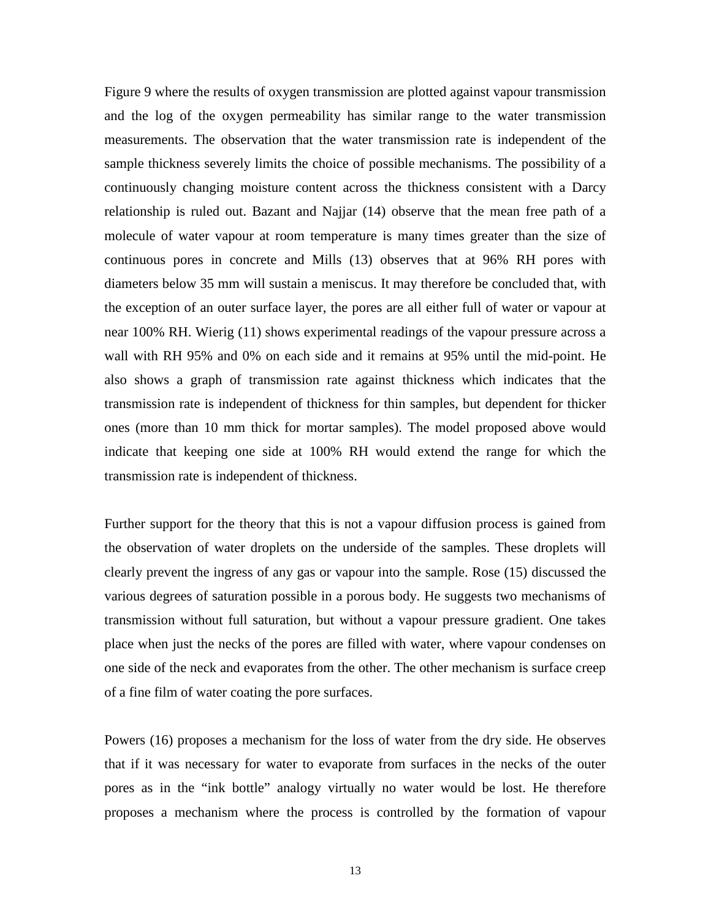Figure 9 where the results of oxygen transmission are plotted against vapour transmission and the log of the oxygen permeability has similar range to the water transmission measurements. The observation that the water transmission rate is independent of the sample thickness severely limits the choice of possible mechanisms. The possibility of a continuously changing moisture content across the thickness consistent with a Darcy relationship is ruled out. Bazant and Najjar (14) observe that the mean free path of a molecule of water vapour at room temperature is many times greater than the size of continuous pores in concrete and Mills (13) observes that at 96% RH pores with diameters below 35 mm will sustain a meniscus. It may therefore be concluded that, with the exception of an outer surface layer, the pores are all either full of water or vapour at near 100% RH. Wierig (11) shows experimental readings of the vapour pressure across a wall with RH 95% and 0% on each side and it remains at 95% until the mid-point. He also shows a graph of transmission rate against thickness which indicates that the transmission rate is independent of thickness for thin samples, but dependent for thicker ones (more than 10 mm thick for mortar samples). The model proposed above would indicate that keeping one side at 100% RH would extend the range for which the transmission rate is independent of thickness.

Further support for the theory that this is not a vapour diffusion process is gained from the observation of water droplets on the underside of the samples. These droplets will clearly prevent the ingress of any gas or vapour into the sample. Rose (15) discussed the various degrees of saturation possible in a porous body. He suggests two mechanisms of transmission without full saturation, but without a vapour pressure gradient. One takes place when just the necks of the pores are filled with water, where vapour condenses on one side of the neck and evaporates from the other. The other mechanism is surface creep of a fine film of water coating the pore surfaces.

Powers (16) proposes a mechanism for the loss of water from the dry side. He observes that if it was necessary for water to evaporate from surfaces in the necks of the outer pores as in the "ink bottle" analogy virtually no water would be lost. He therefore proposes a mechanism where the process is controlled by the formation of vapour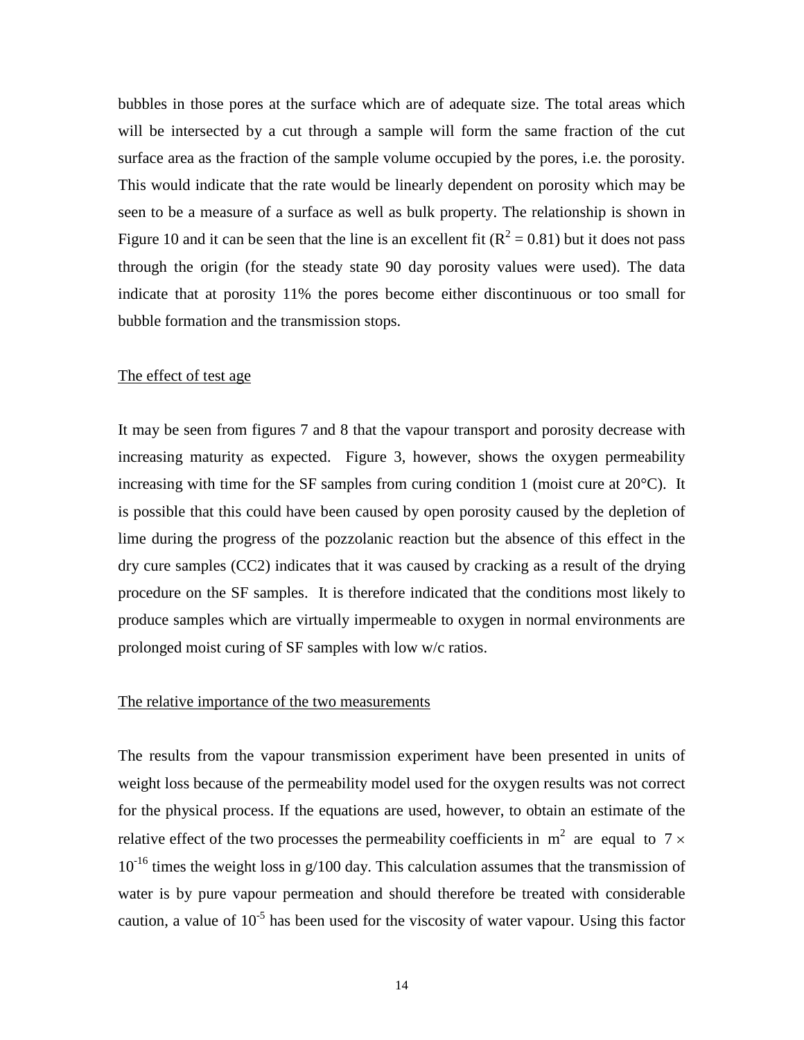bubbles in those pores at the surface which are of adequate size. The total areas which will be intersected by a cut through a sample will form the same fraction of the cut surface area as the fraction of the sample volume occupied by the pores, i.e. the porosity. This would indicate that the rate would be linearly dependent on porosity which may be seen to be a measure of a surface as well as bulk property. The relationship is shown in Figure 10 and it can be seen that the line is an excellent fit ($R^2 = 0.81$) but it does not pass through the origin (for the steady state 90 day porosity values were used). The data indicate that at porosity 11% the pores become either discontinuous or too small for bubble formation and the transmission stops.

<u>The effect of test age</u>

It may be seen from figures 7 and 8 that the vapour transport and porosity decrease with increasing maturity as expected. Figure 3, however, shows the oxygen permeability increasing with time for the SF samples from curing condition 1 (moist cure at 20°C). It is possible that this could have been caused by open porosity caused by the depletion of lime during the progress of the pozzolanic reaction but the absence of this effect in the dry cure samples (CC2) indicates that it was caused by cracking as a result of the drying procedure on the SF samples. It is therefore indicated that the conditions most likely to produce samples which are virtually impermeable to oxygen in normal environments are prolonged moist curing of SF samples with low w/c ratios.

<u>The relative importance of the two measurements</u>

The results from the vapour transmission experiment have been presented in units of weight loss because of the permeability model used for the oxygen results was not correct for the physical process. If the equations are used, however, to obtain an estimate of the relative effect of the two processes the permeability coefficients in $m^2$ are equal to $7 \times 10^{-16}$ times the weight loss in g/100 day. This calculation assumes that the transmission of water is by pure vapour permeation and should therefore be treated with considerable caution, a value of $10^{-5}$ has been used for the viscosity of water vapour. Using this factor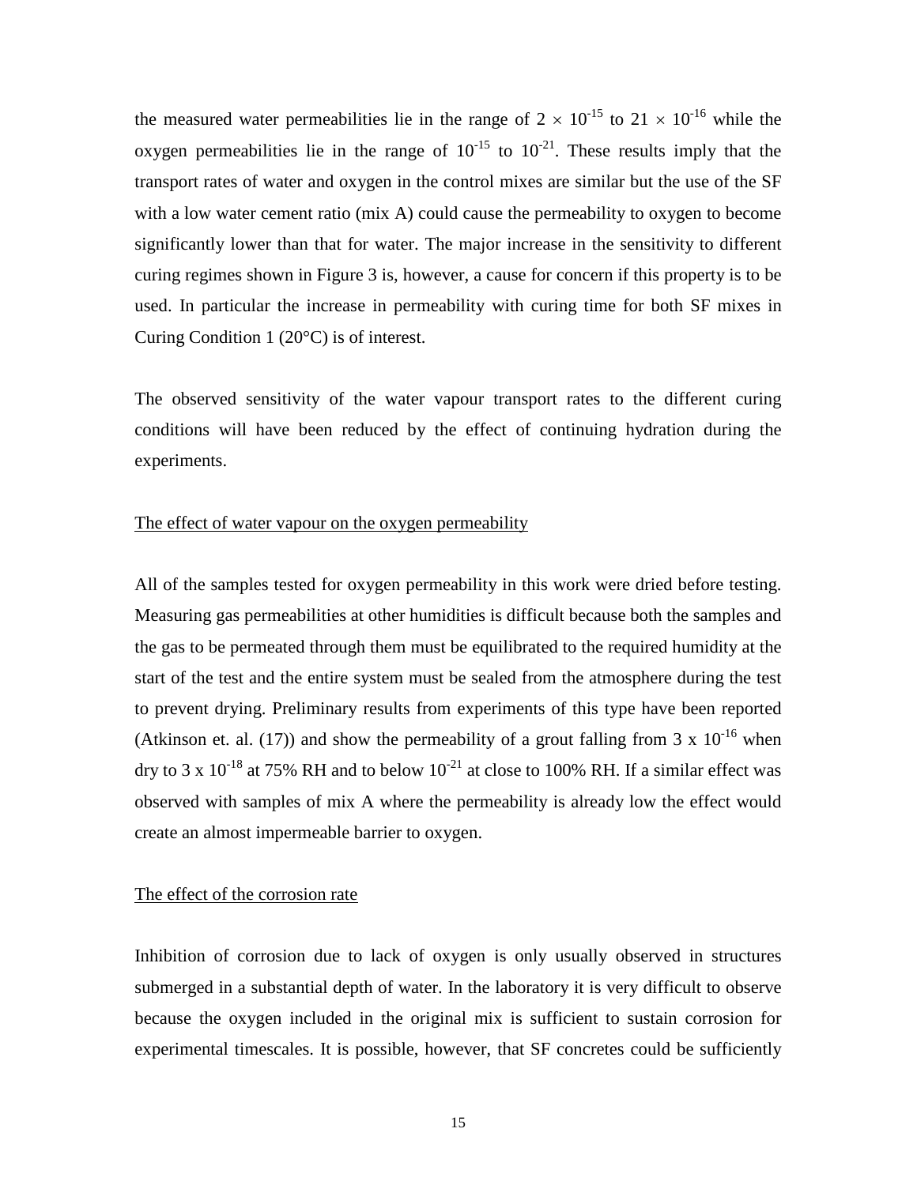the measured water permeabilities lie in the range of $2 \times 10^{-15}$ to $21 \times 10^{-16}$ while the oxygen permeabilities lie in the range of $10^{-15}$ to $10^{-21}$. These results imply that the transport rates of water and oxygen in the control mixes are similar but the use of the SF with a low water cement ratio (mix A) could cause the permeability to oxygen to become significantly lower than that for water. The major increase in the sensitivity to different curing regimes shown in Figure 3 is, however, a cause for concern if this property is to be used. In particular the increase in permeability with curing time for both SF mixes in Curing Condition 1 (20°C) is of interest.

The observed sensitivity of the water vapour transport rates to the different curing conditions will have been reduced by the effect of continuing hydration during the experiments.

<u>The effect of water vapour on the oxygen permeability</u>

All of the samples tested for oxygen permeability in this work were dried before testing. Measuring gas permeabilities at other humidities is difficult because both the samples and the gas to be permeated through them must be equilibrated to the required humidity at the start of the test and the entire system must be sealed from the atmosphere during the test to prevent drying. Preliminary results from experiments of this type have been reported (Atkinson et. al. (17)) and show the permeability of a grout falling from $3 \times 10^{-16}$ when dry to $3 \times 10^{-18}$ at 75% RH and to below $10^{-21}$ at close to 100% RH. If a similar effect was observed with samples of mix A where the permeability is already low the effect would create an almost impermeable barrier to oxygen.

<u>The effect of the corrosion rate</u>

Inhibition of corrosion due to lack of oxygen is only usually observed in structures submerged in a substantial depth of water. In the laboratory it is very difficult to observe because the oxygen included in the original mix is sufficient to sustain corrosion for experimental timescales. It is possible, however, that SF concretes could be sufficiently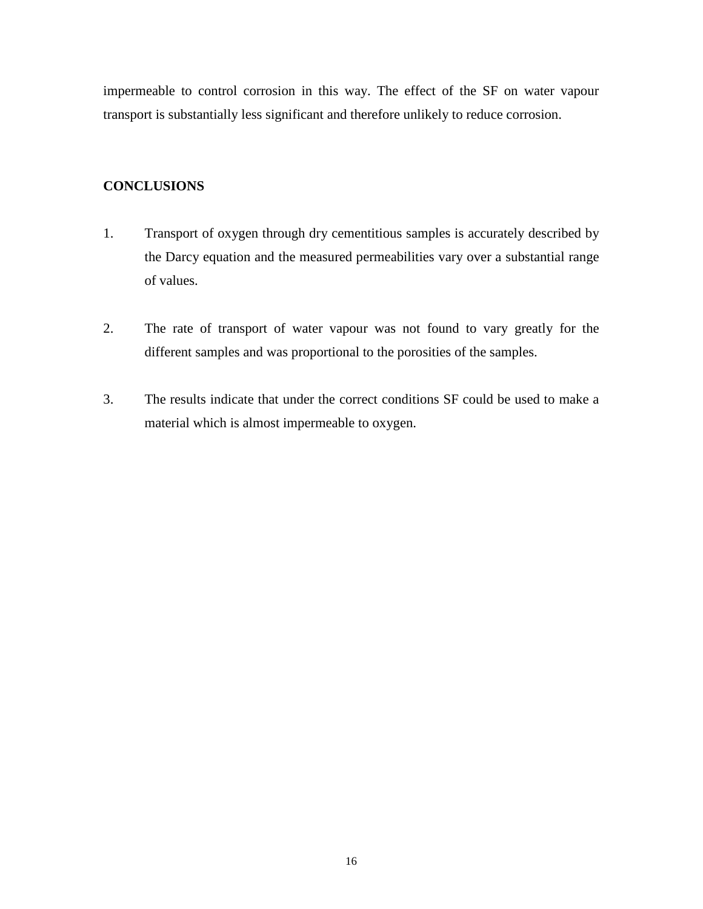impermeable to control corrosion in this way. The effect of the SF on water vapour transport is substantially less significant and therefore unlikely to reduce corrosion.

## CONCLUSIONS

1. Transport of oxygen through dry cementitious samples is accurately described by the Darcy equation and the measured permeabilities vary over a substantial range of values.

2. The rate of transport of water vapour was not found to vary greatly for the different samples and was proportional to the porosities of the samples.

3. The results indicate that under the correct conditions SF could be used to make a material which is almost impermeable to oxygen.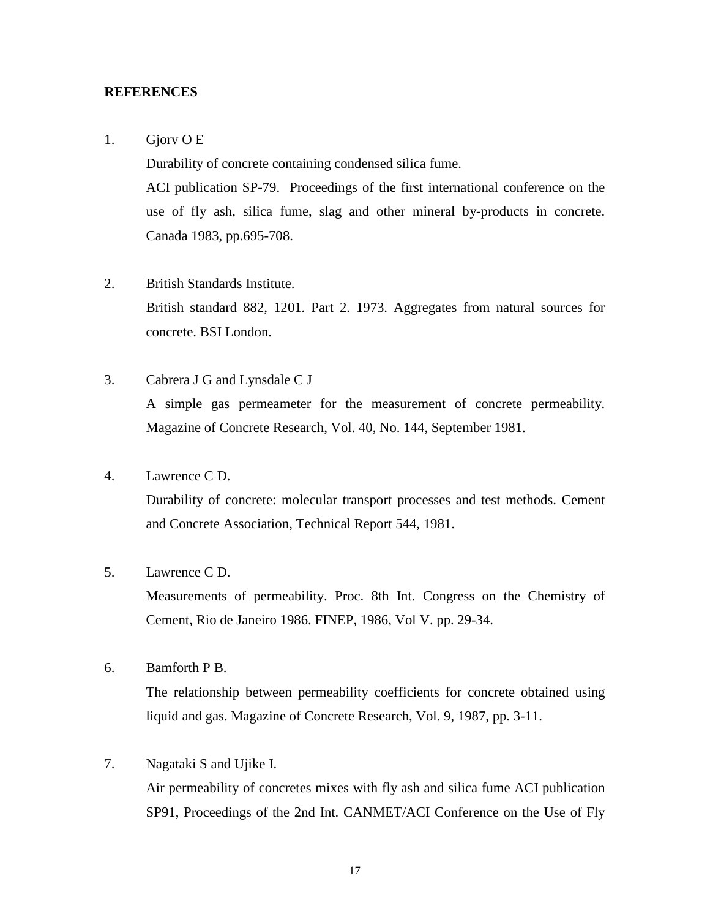**REFERENCES**

1. Gjorv O E

   Durability of concrete containing condensed silica fume.

   ACI publication SP-79. Proceedings of the first international conference on the use of fly ash, silica fume, slag and other mineral by-products in concrete. Canada 1983, pp.695-708.

2. British Standards Institute.

   British standard 882, 1201. Part 2. 1973. Aggregates from natural sources for concrete. BSI London.

3. Cabrera J G and Lynsdale C J

   A simple gas permeameter for the measurement of concrete permeability. Magazine of Concrete Research, Vol. 40, No. 144, September 1981.

4. Lawrence C D.

   Durability of concrete: molecular transport processes and test methods. Cement and Concrete Association, Technical Report 544, 1981.

5. Lawrence C D.

   Measurements of permeability. Proc. 8th Int. Congress on the Chemistry of Cement, Rio de Janeiro 1986. FINEP, 1986, Vol V. pp. 29-34.

6. Bamforth P B.

   The relationship between permeability coefficients for concrete obtained using liquid and gas. Magazine of Concrete Research, Vol. 9, 1987, pp. 3-11.

7. Nagataki S and Ujike I.

   Air permeability of concretes mixes with fly ash and silica fume ACI publication SP91, Proceedings of the 2nd Int. CANMET/ACI Conference on the Use of Fly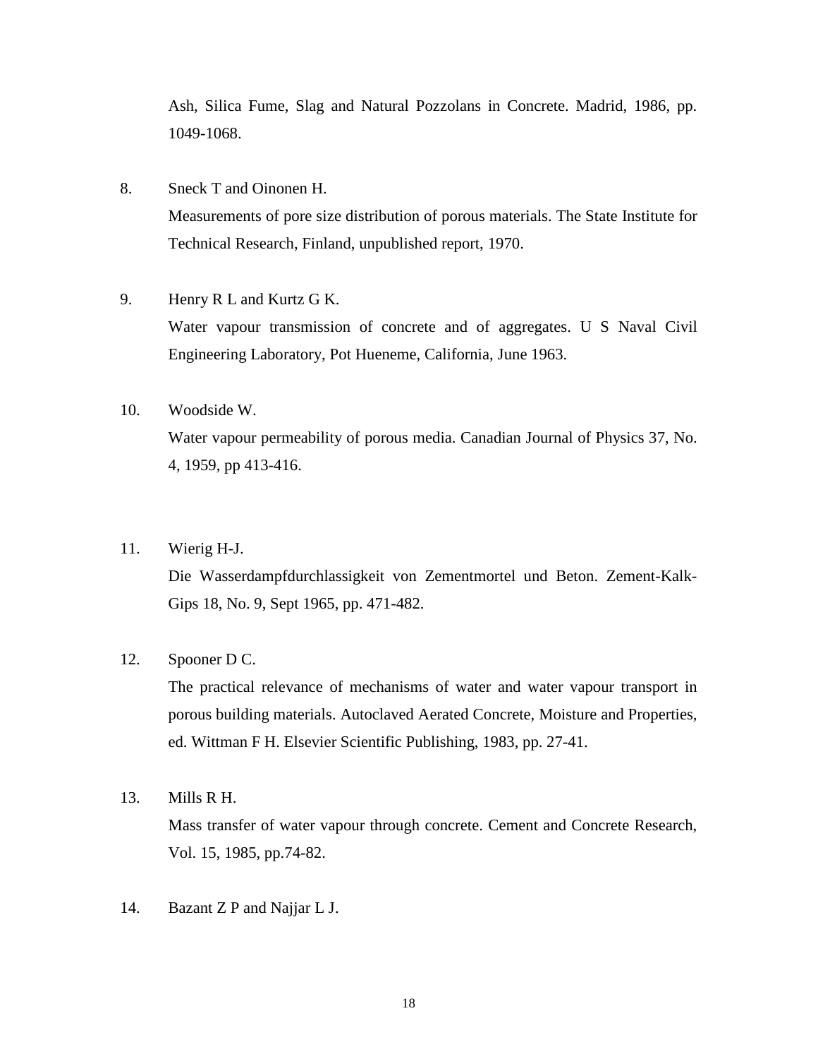Ash, Silica Fume, Slag and Natural Pozzolans in Concrete. Madrid, 1986, pp. 1049-1068.

8. Sneck T and Oinonen H.
   Measurements of pore size distribution of porous materials. The State Institute for Technical Research, Finland, unpublished report, 1970.

9. Henry R L and Kurtz G K.
   Water vapour transmission of concrete and of aggregates. U S Naval Civil Engineering Laboratory, Pot Hueneme, California, June 1963.

10. Woodside W.
    Water vapour permeability of porous media. Canadian Journal of Physics 37, No. 4, 1959, pp 413-416.

11. Wierig H-J.
    Die Wasserdampfdurchlassigkeit von Zementmortel und Beton. Zement-Kalk-Gips 18, No. 9, Sept 1965, pp. 471-482.

12. Spooner D C.
    The practical relevance of mechanisms of water and water vapour transport in porous building materials. Autoclaved Aerated Concrete, Moisture and Properties, ed. Wittman F H. Elsevier Scientific Publishing, 1983, pp. 27-41.

13. Mills R H.
    Mass transfer of water vapour through concrete. Cement and Concrete Research, Vol. 15, 1985, pp.74-82.

14. Bazant Z P and Najjar L J.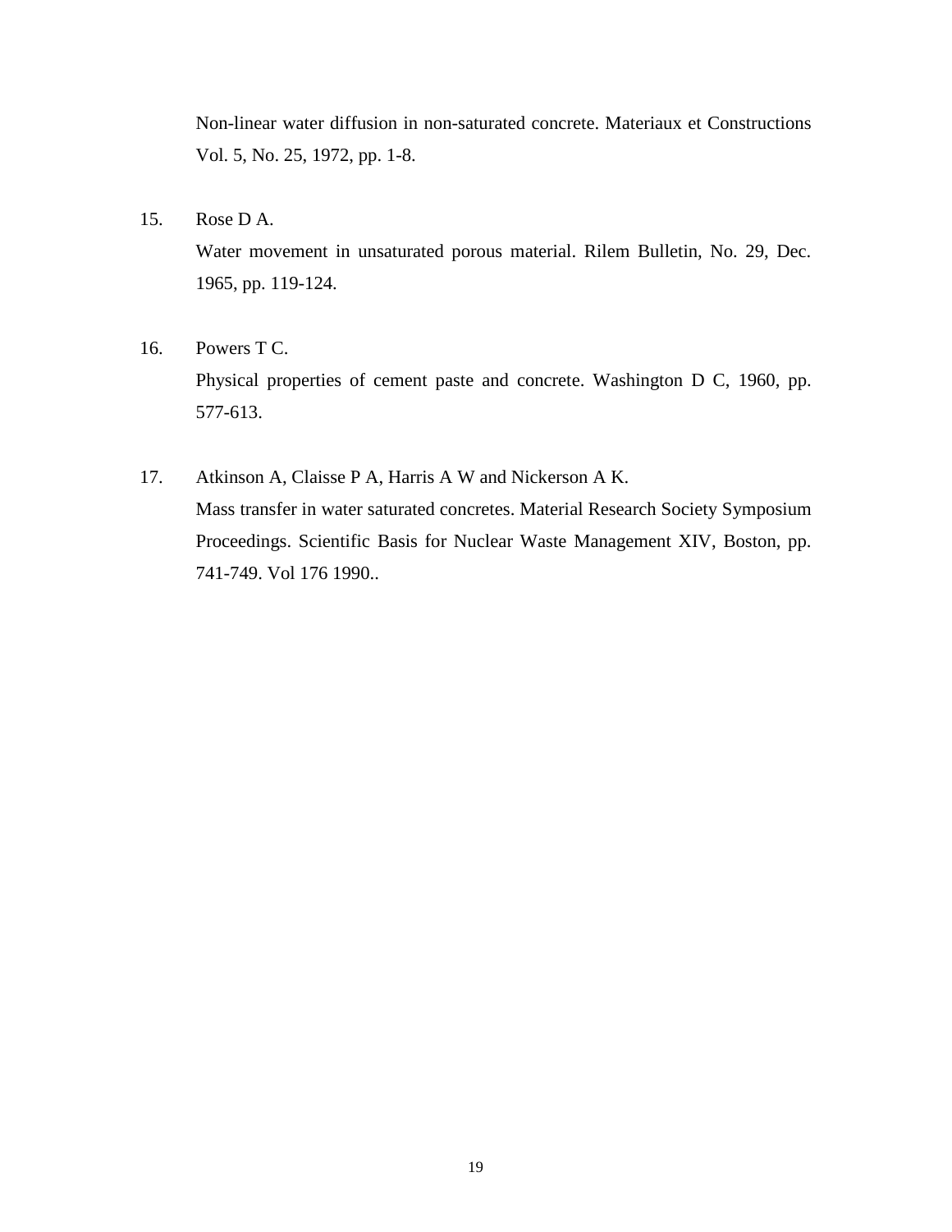Non-linear water diffusion in non-saturated concrete. Materiaux et Constructions Vol. 5, No. 25, 1972, pp. 1-8.

15. Rose D A.
    Water movement in unsaturated porous material. Rilem Bulletin, No. 29, Dec. 1965, pp. 119-124.

16. Powers T C.
    Physical properties of cement paste and concrete. Washington D C, 1960, pp. 577-613.

17. Atkinson A, Claisse P A, Harris A W and Nickerson A K.
    Mass transfer in water saturated concretes. Material Research Society Symposium Proceedings. Scientific Basis for Nuclear Waste Management XIV, Boston, pp. 741-749. Vol 176 1990..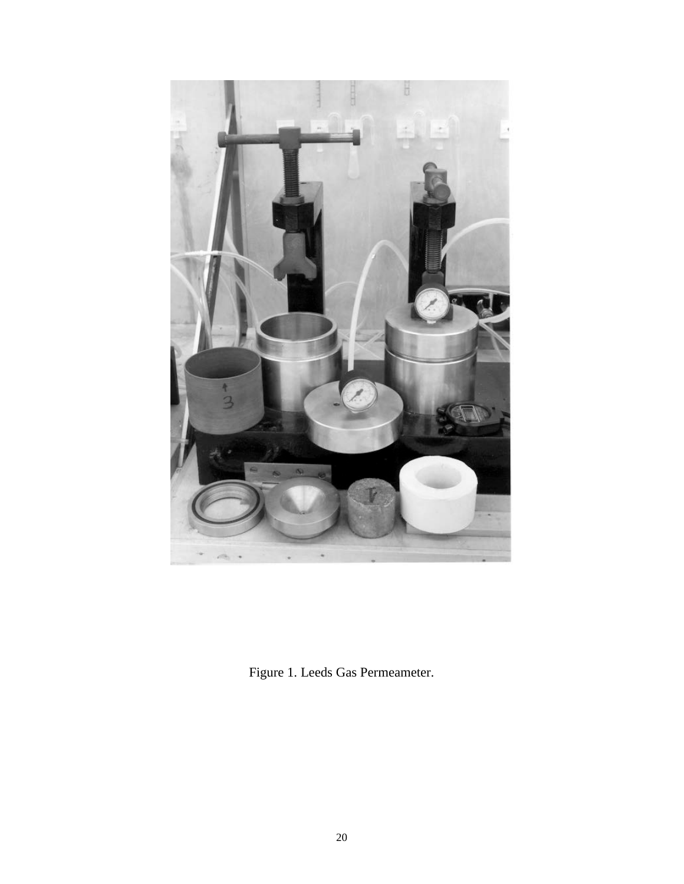Figure 1. Leeds Gas Permeameter.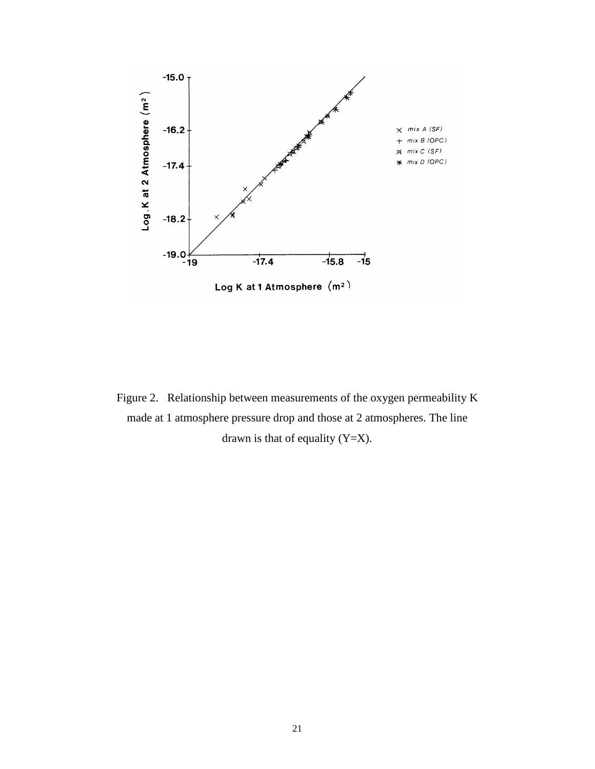Figure 2. Relationship between measurements of the oxygen permeability K made at 1 atmosphere pressure drop and those at 2 atmospheres. The line drawn is that of equality (Y=X).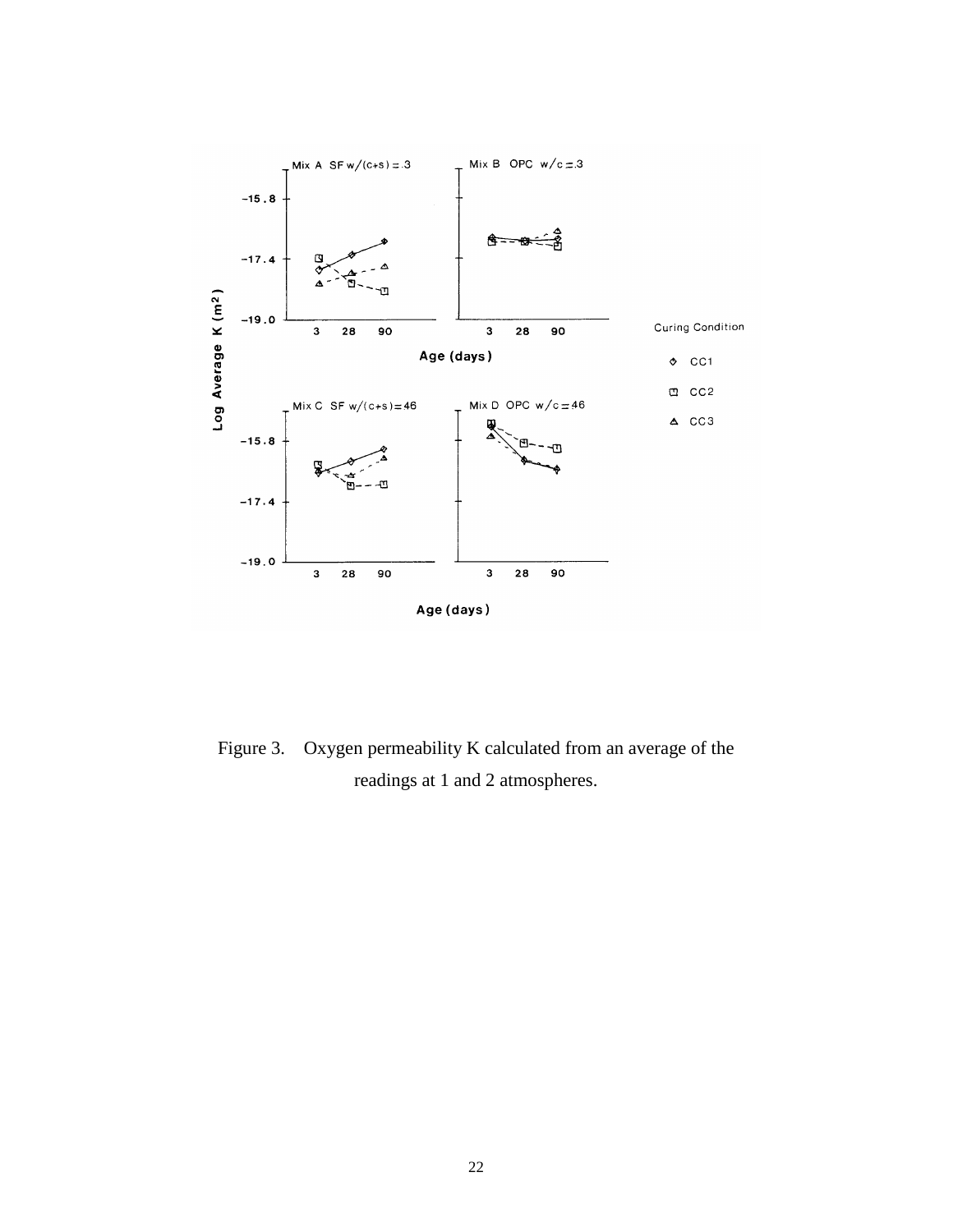Figure 3. Oxygen permeability K calculated from an average of the readings at 1 and 2 atmospheres.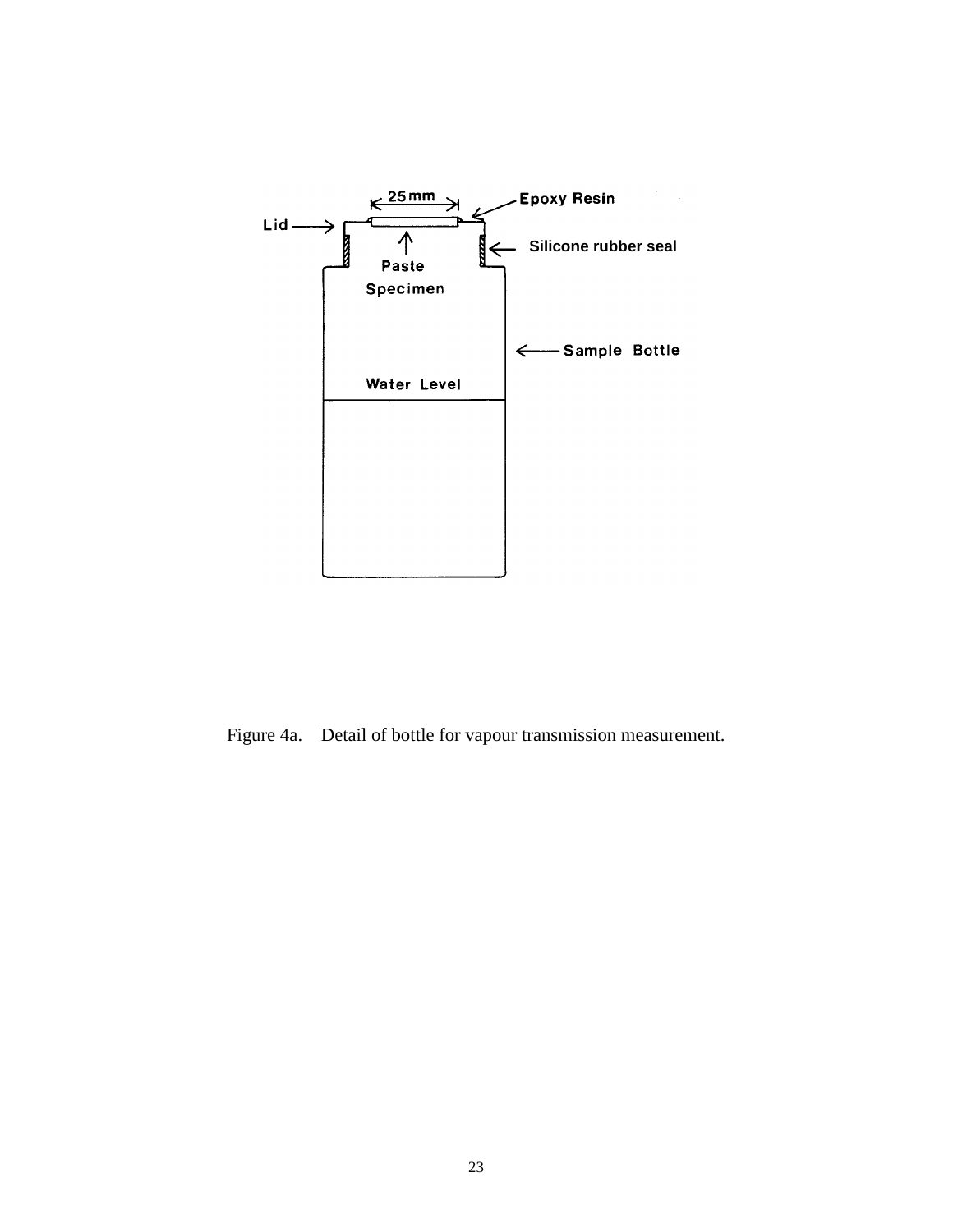Lid

25 mm

Epoxy Resin

Silicone rubber seal

Paste Specimen

Sample Bottle

Water Level

Figure 4a. Detail of bottle for vapour transmission measurement.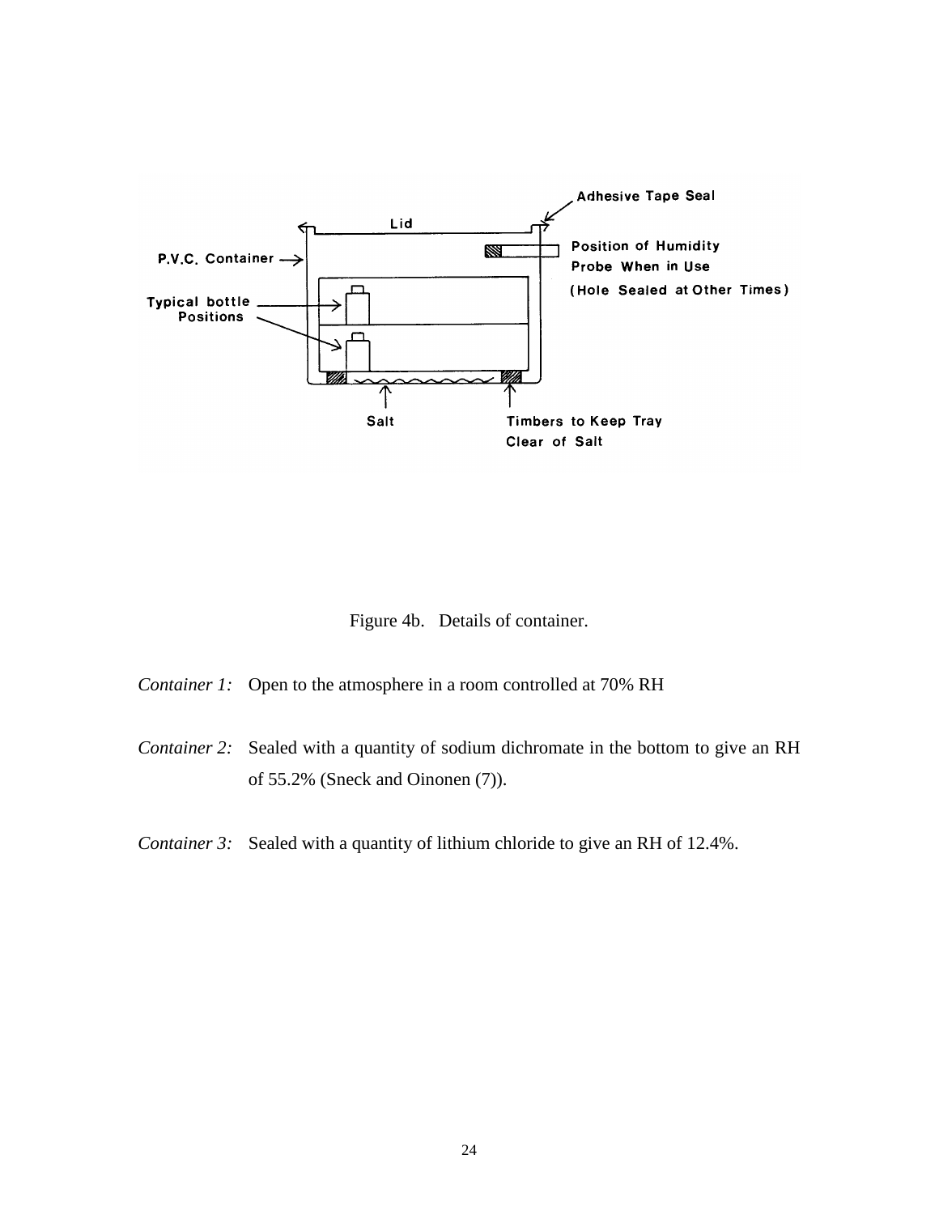Figure 4b. Details of container.

*Container 1:* Open to the atmosphere in a room controlled at 70% RH

*Container 2:* Sealed with a quantity of sodium dichromate in the bottom to give an RH of 55.2% (Sneck and Oinonen (7)).

*Container 3:* Sealed with a quantity of lithium chloride to give an RH of 12.4%.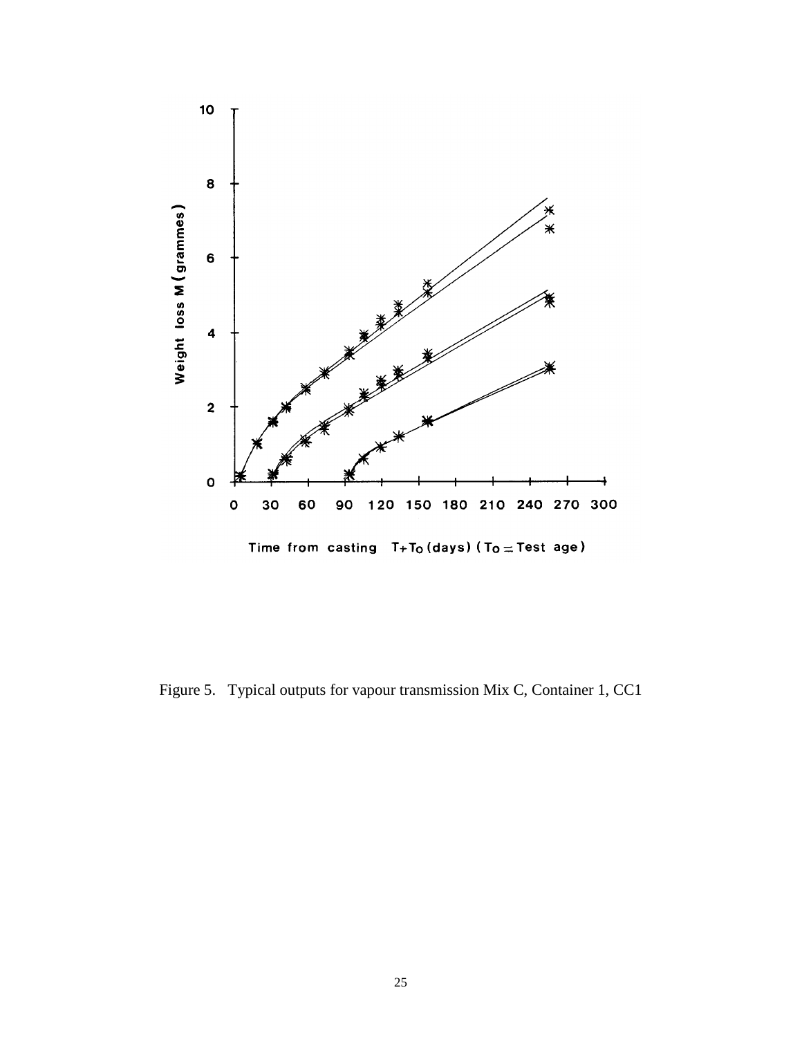Figure 5. Typical outputs for vapour transmission Mix C, Container 1, CC1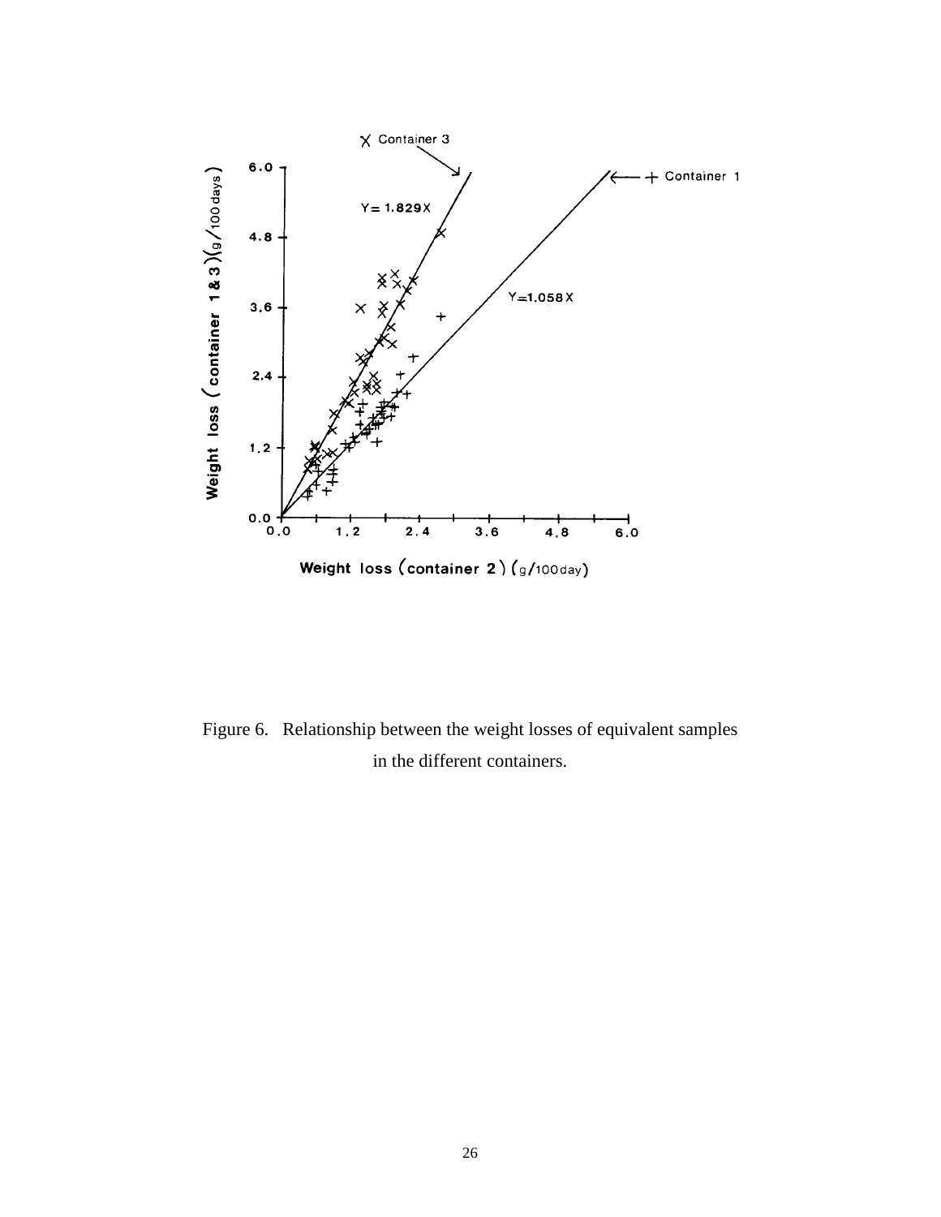Figure 6. Relationship between the weight losses of equivalent samples in the different containers.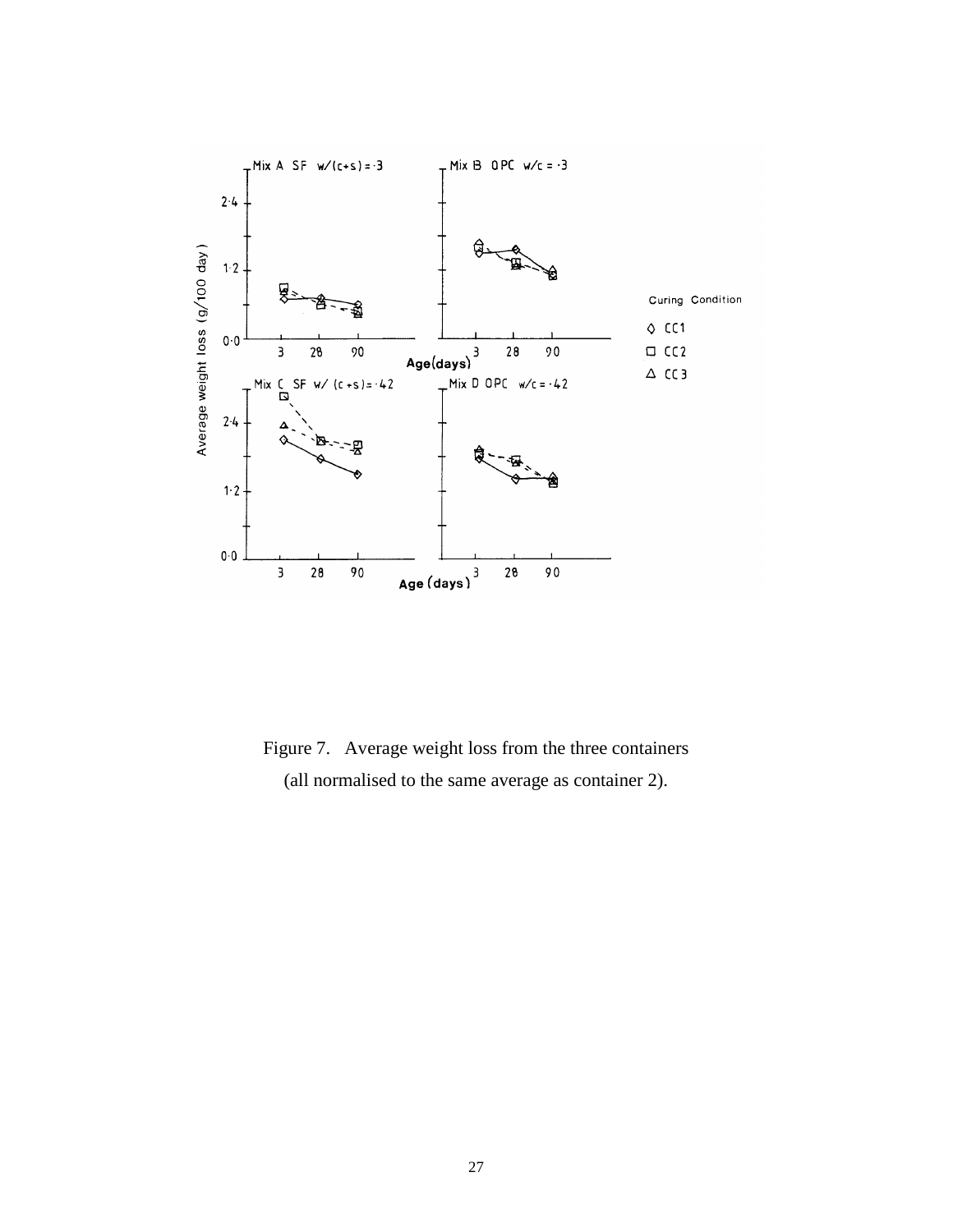Figure 7. Average weight loss from the three containers (all normalised to the same average as container 2).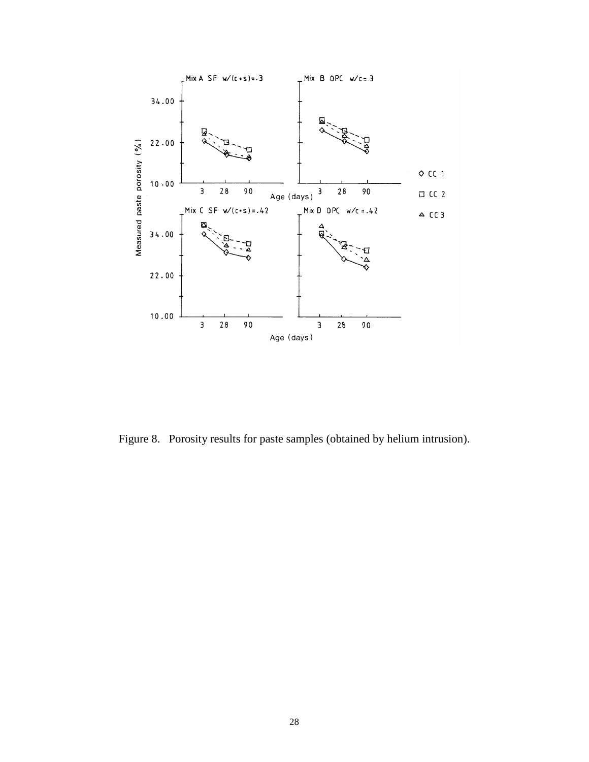Figure 8. Porosity results for paste samples (obtained by helium intrusion).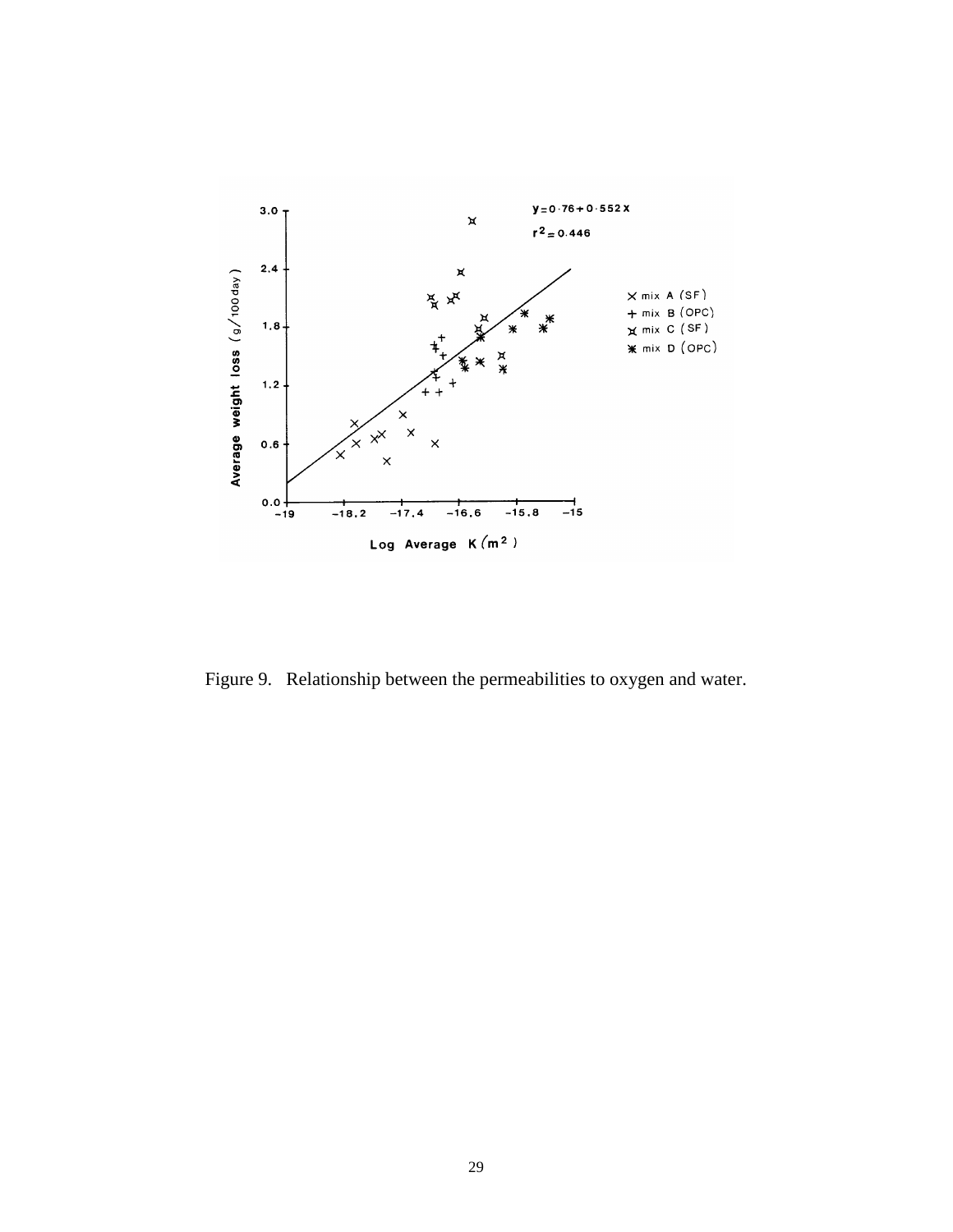y = 0·76 + 0·552 X

$r^2$ = 0.446

3.0

2.4

1.8

1.2

0.6

0.0

Average weight loss (g/100 day)

−19

−18.2

−17.4

−16.6

−15.8

−15

Log Average K ($m^2$)

× mix A (SF)

+ mix B (OPC)

¤ mix C (SF)

✱ mix D (OPC)

Figure 9. Relationship between the permeabilities to oxygen and water.